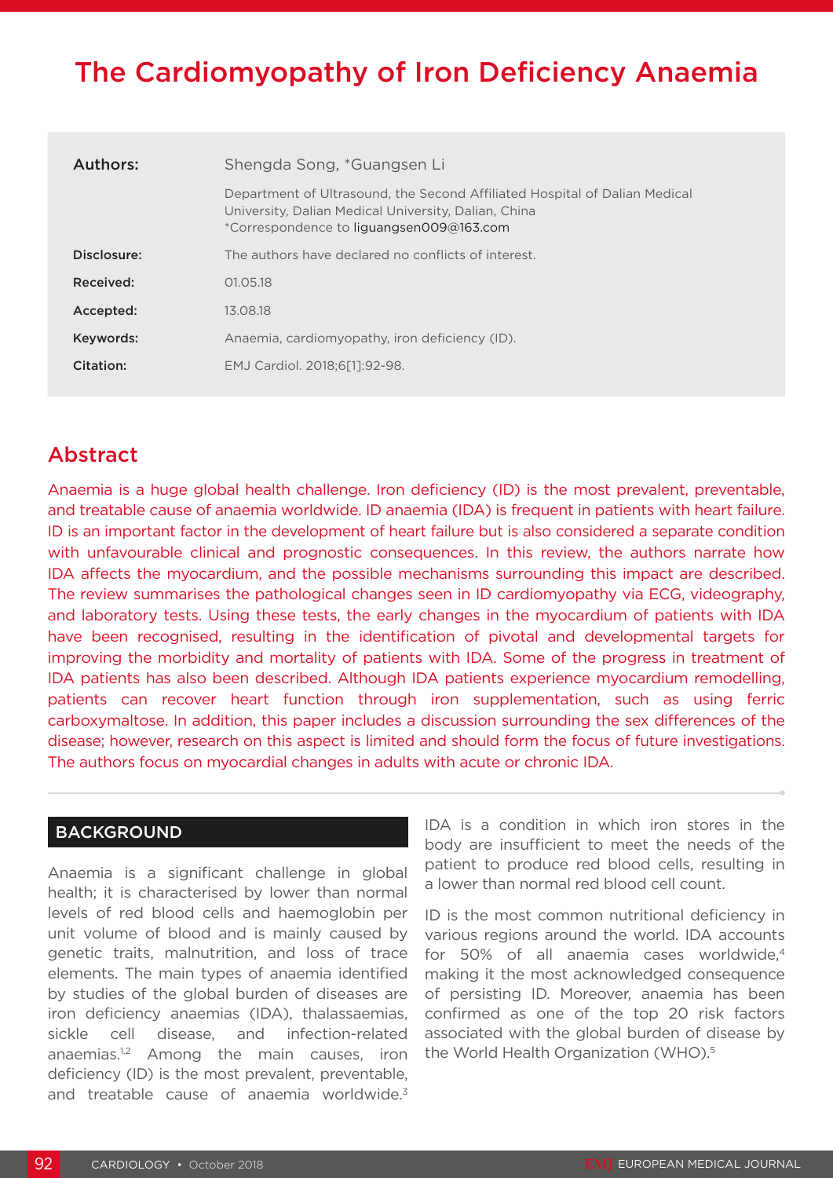# The Cardiomyopathy of Iron Deficiency Anaemia

**Authors:** Shengda Song, *Guangsen Li

Department of Ultrasound, the Second Affiliated Hospital of Dalian Medical University, Dalian Medical University, Dalian, China
*Correspondence to liguangsen009@163.com

**Disclosure:** The authors have declared no conflicts of interest.

**Received:** 01.05.18

**Accepted:** 13.08.18

**Keywords:** Anaemia, cardiomyopathy, iron deficiency (ID).

**Citation:** EMJ Cardiol. 2018;6[1]:92-98.

## Abstract

Anaemia is a huge global health challenge. Iron deficiency (ID) is the most prevalent, preventable, and treatable cause of anaemia worldwide. ID anaemia (IDA) is frequent in patients with heart failure. ID is an important factor in the development of heart failure but is also considered a separate condition with unfavourable clinical and prognostic consequences. In this review, the authors narrate how IDA affects the myocardium, and the possible mechanisms surrounding this impact are described. The review summarises the pathological changes seen in ID cardiomyopathy via ECG, videography, and laboratory tests. Using these tests, the early changes in the myocardium of patients with IDA have been recognised, resulting in the identification of pivotal and developmental targets for improving the morbidity and mortality of patients with IDA. Some of the progress in treatment of IDA patients has also been described. Although IDA patients experience myocardium remodelling, patients can recover heart function through iron supplementation, such as using ferric carboxymaltose. In addition, this paper includes a discussion surrounding the sex differences of the disease; however, research on this aspect is limited and should form the focus of future investigations. The authors focus on myocardial changes in adults with acute or chronic IDA.

## BACKGROUND

Anaemia is a significant challenge in global health; it is characterised by lower than normal levels of red blood cells and haemoglobin per unit volume of blood and is mainly caused by genetic traits, malnutrition, and loss of trace elements. The main types of anaemia identified by studies of the global burden of diseases are iron deficiency anaemias (IDA), thalassaemias, sickle cell disease, and infection-related anaemias.[1,2] Among the main causes, iron deficiency (ID) is the most prevalent, preventable, and treatable cause of anaemia worldwide.[3] IDA is a condition in which iron stores in the body are insufficient to meet the needs of the patient to produce red blood cells, resulting in a lower than normal red blood cell count.

ID is the most common nutritional deficiency in various regions around the world. IDA accounts for 50% of all anaemia cases worldwide,[4] making it the most acknowledged consequence of persisting ID. Moreover, anaemia has been confirmed as one of the top 20 risk factors associated with the global burden of disease by the World Health Organization (WHO).[5]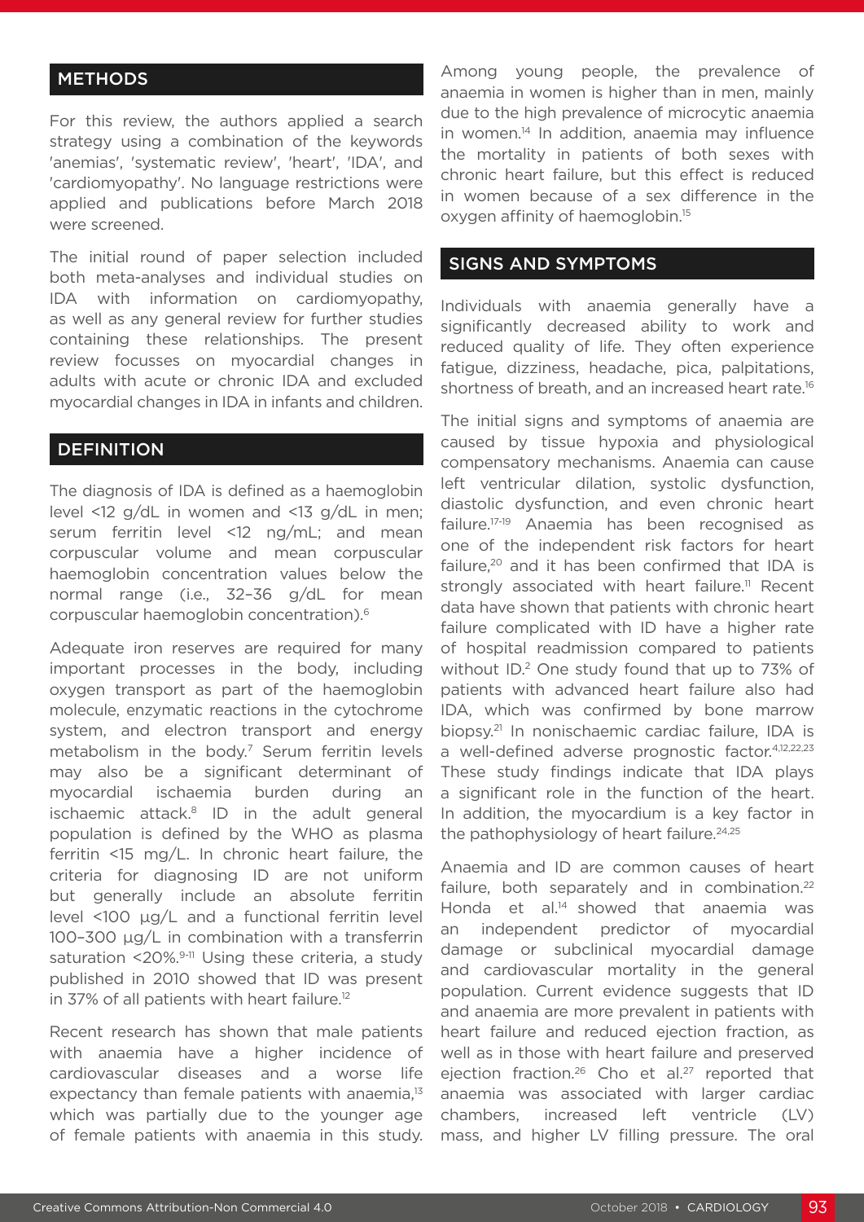## METHODS

For this review, the authors applied a search strategy using a combination of the keywords 'anemias', 'systematic review', 'heart', 'IDA', and 'cardiomyopathy'. No language restrictions were applied and publications before March 2018 were screened.

The initial round of paper selection included both meta-analyses and individual studies on IDA with information on cardiomyopathy, as well as any general review for further studies containing these relationships. The present review focusses on myocardial changes in adults with acute or chronic IDA and excluded myocardial changes in IDA in infants and children.

## DEFINITION

The diagnosis of IDA is defined as a haemoglobin level <12 g/dL in women and <13 g/dL in men; serum ferritin level <12 ng/mL; and mean corpuscular volume and mean corpuscular haemoglobin concentration values below the normal range (i.e., 32–36 g/dL for mean corpuscular haemoglobin concentration).[6]

Adequate iron reserves are required for many important processes in the body, including oxygen transport as part of the haemoglobin molecule, enzymatic reactions in the cytochrome system, and electron transport and energy metabolism in the body.[7] Serum ferritin levels may also be a significant determinant of myocardial ischaemia burden during an ischaemic attack.[8] ID in the adult general population is defined by the WHO as plasma ferritin <15 mg/L. In chronic heart failure, the criteria for diagnosing ID are not uniform but generally include an absolute ferritin level <100 µg/L and a functional ferritin level 100–300 µg/L in combination with a transferrin saturation <20%.[9-11] Using these criteria, a study published in 2010 showed that ID was present in 37% of all patients with heart failure.[12]

Recent research has shown that male patients with anaemia have a higher incidence of cardiovascular diseases and a worse life expectancy than female patients with anaemia,[13] which was partially due to the younger age of female patients with anaemia in this study. Among young people, the prevalence of anaemia in women is higher than in men, mainly due to the high prevalence of microcytic anaemia in women.[14] In addition, anaemia may influence the mortality in patients of both sexes with chronic heart failure, but this effect is reduced in women because of a sex difference in the oxygen affinity of haemoglobin.[15]

## SIGNS AND SYMPTOMS

Individuals with anaemia generally have a significantly decreased ability to work and reduced quality of life. They often experience fatigue, dizziness, headache, pica, palpitations, shortness of breath, and an increased heart rate.[16]

The initial signs and symptoms of anaemia are caused by tissue hypoxia and physiological compensatory mechanisms. Anaemia can cause left ventricular dilation, systolic dysfunction, diastolic dysfunction, and even chronic heart failure.[17-19] Anaemia has been recognised as one of the independent risk factors for heart failure,[20] and it has been confirmed that IDA is strongly associated with heart failure.[11] Recent data have shown that patients with chronic heart failure complicated with ID have a higher rate of hospital readmission compared to patients without ID.[2] One study found that up to 73% of patients with advanced heart failure also had IDA, which was confirmed by bone marrow biopsy.[21] In nonischaemic cardiac failure, IDA is a well-defined adverse prognostic factor.[4,12,22,23] These study findings indicate that IDA plays a significant role in the function of the heart. In addition, the myocardium is a key factor in the pathophysiology of heart failure.[24,25]

Anaemia and ID are common causes of heart failure, both separately and in combination.[22] Honda et al.[14] showed that anaemia was an independent predictor of myocardial damage or subclinical myocardial damage and cardiovascular mortality in the general population. Current evidence suggests that ID and anaemia are more prevalent in patients with heart failure and reduced ejection fraction, as well as in those with heart failure and preserved ejection fraction.[26] Cho et al.[27] reported that anaemia was associated with larger cardiac chambers, increased left ventricle (LV) mass, and higher LV filling pressure. The oral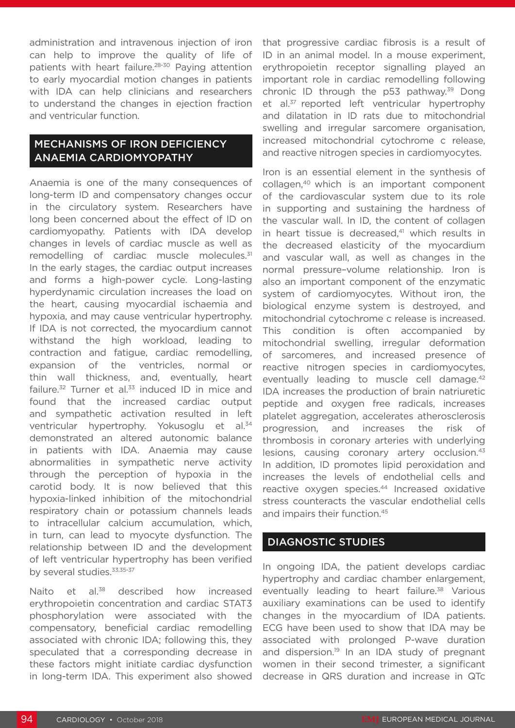administration and intravenous injection of iron can help to improve the quality of life of patients with heart failure.[28-30] Paying attention to early myocardial motion changes in patients with IDA can help clinicians and researchers to understand the changes in ejection fraction and ventricular function.

## MECHANISMS OF IRON DEFICIENCY ANAEMIA CARDIOMYOPATHY

Anaemia is one of the many consequences of long-term ID and compensatory changes occur in the circulatory system. Researchers have long been concerned about the effect of ID on cardiomyopathy. Patients with IDA develop changes in levels of cardiac muscle as well as remodelling of cardiac muscle molecules.[31] In the early stages, the cardiac output increases and forms a high-power cycle. Long-lasting hyperdynamic circulation increases the load on the heart, causing myocardial ischaemia and hypoxia, and may cause ventricular hypertrophy. If IDA is not corrected, the myocardium cannot withstand the high workload, leading to contraction and fatigue, cardiac remodelling, expansion of the ventricles, normal or thin wall thickness, and, eventually, heart failure.[32] Turner et al.[33] induced ID in mice and found that the increased cardiac output and sympathetic activation resulted in left ventricular hypertrophy. Yokusoglu et al.[34] demonstrated an altered autonomic balance in patients with IDA. Anaemia may cause abnormalities in sympathetic nerve activity through the perception of hypoxia in the carotid body. It is now believed that this hypoxia-linked inhibition of the mitochondrial respiratory chain or potassium channels leads to intracellular calcium accumulation, which, in turn, can lead to myocyte dysfunction. The relationship between ID and the development of left ventricular hypertrophy has been verified by several studies.[33,35-37]

Naito et al.[38] described how increased erythropoietin concentration and cardiac STAT3 phosphorylation were associated with the compensatory, beneficial cardiac remodelling associated with chronic IDA; following this, they speculated that a corresponding decrease in these factors might initiate cardiac dysfunction in long-term IDA. This experiment also showed that progressive cardiac fibrosis is a result of ID in an animal model. In a mouse experiment, erythropoietin receptor signalling played an important role in cardiac remodelling following chronic ID through the p53 pathway.[39] Dong et al.[37] reported left ventricular hypertrophy and dilatation in ID rats due to mitochondrial swelling and irregular sarcomere organisation, increased mitochondrial cytochrome c release, and reactive nitrogen species in cardiomyocytes.

Iron is an essential element in the synthesis of collagen,[40] which is an important component of the cardiovascular system due to its role in supporting and sustaining the hardness of the vascular wall. In ID, the content of collagen in heart tissue is decreased,[41] which results in the decreased elasticity of the myocardium and vascular wall, as well as changes in the normal pressure–volume relationship. Iron is also an important component of the enzymatic system of cardiomyocytes. Without iron, the biological enzyme system is destroyed, and mitochondrial cytochrome c release is increased. This condition is often accompanied by mitochondrial swelling, irregular deformation of sarcomeres, and increased presence of reactive nitrogen species in cardiomyocytes, eventually leading to muscle cell damage.[42] IDA increases the production of brain natriuretic peptide and oxygen free radicals, increases platelet aggregation, accelerates atherosclerosis progression, and increases the risk of thrombosis in coronary arteries with underlying lesions, causing coronary artery occlusion.[43] In addition, ID promotes lipid peroxidation and increases the levels of endothelial cells and reactive oxygen species.[44] Increased oxidative stress counteracts the vascular endothelial cells and impairs their function.[45]

## DIAGNOSTIC STUDIES

In ongoing IDA, the patient develops cardiac hypertrophy and cardiac chamber enlargement, eventually leading to heart failure.[38] Various auxiliary examinations can be used to identify changes in the myocardium of IDA patients. ECG have been used to show that IDA may be associated with prolonged P-wave duration and dispersion.[19] In an IDA study of pregnant women in their second trimester, a significant decrease in QRS duration and increase in QTc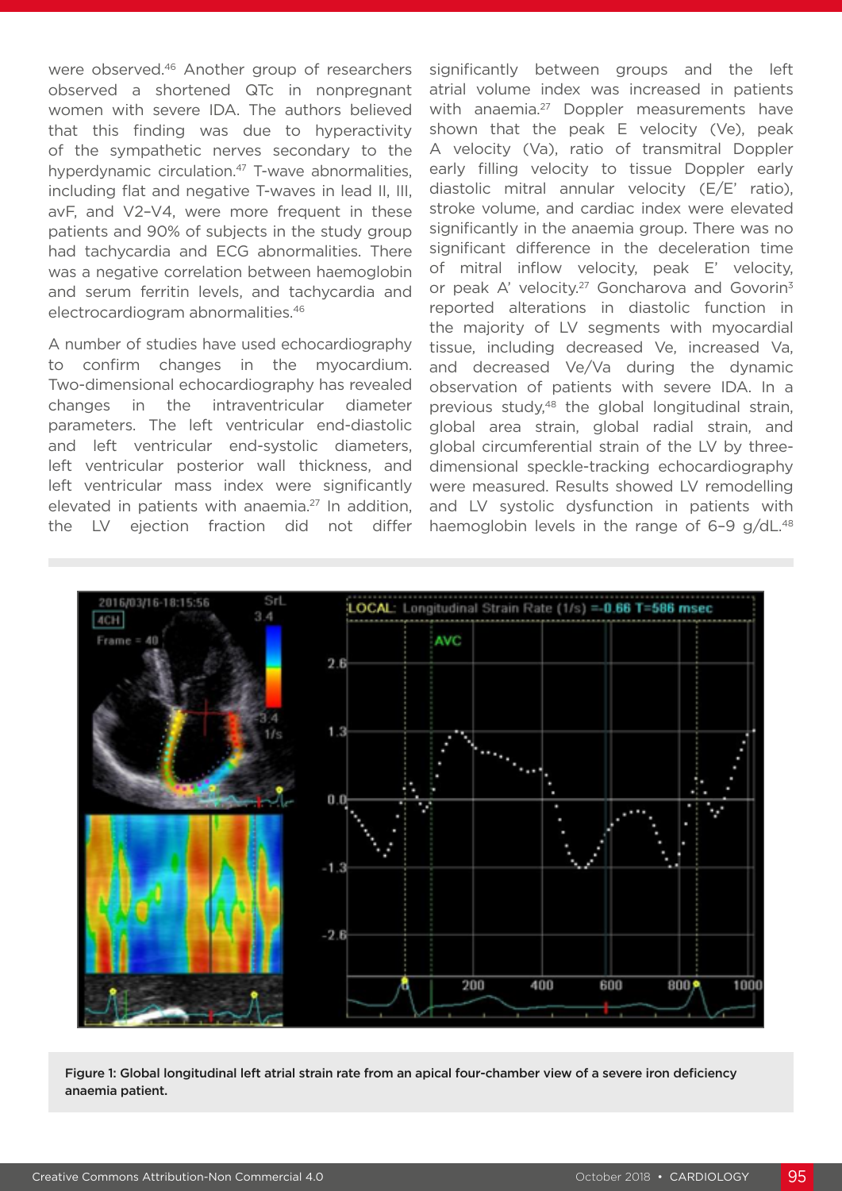were observed.[46] Another group of researchers observed a shortened QTc in nonpregnant women with severe IDA. The authors believed that this finding was due to hyperactivity of the sympathetic nerves secondary to the hyperdynamic circulation.[47] T-wave abnormalities, including flat and negative T-waves in lead II, III, avF, and V2–V4, were more frequent in these patients and 90% of subjects in the study group had tachycardia and ECG abnormalities. There was a negative correlation between haemoglobin and serum ferritin levels, and tachycardia and electrocardiogram abnormalities.[46]

A number of studies have used echocardiography to confirm changes in the myocardium. Two-dimensional echocardiography has revealed changes in the intraventricular diameter parameters. The left ventricular end-diastolic and left ventricular end-systolic diameters, left ventricular posterior wall thickness, and left ventricular mass index were significantly elevated in patients with anaemia.[27] In addition, the LV ejection fraction did not differ significantly between groups and the left atrial volume index was increased in patients with anaemia.[27] Doppler measurements have shown that the peak E velocity (Ve), peak A velocity (Va), ratio of transmitral Doppler early filling velocity to tissue Doppler early diastolic mitral annular velocity (E/E' ratio), stroke volume, and cardiac index were elevated significantly in the anaemia group. There was no significant difference in the deceleration time of mitral inflow velocity, peak E' velocity, or peak A' velocity.[27] Goncharova and Govorin[3] reported alterations in diastolic function in the majority of LV segments with myocardial tissue, including decreased Ve, increased Va, and decreased Ve/Va during the dynamic observation of patients with severe IDA. In a previous study,[48] the global longitudinal strain, global area strain, global radial strain, and global circumferential strain of the LV by three-dimensional speckle-tracking echocardiography were measured. Results showed LV remodelling and LV systolic dysfunction in patients with haemoglobin levels in the range of 6–9 g/dL.[48]

Figure 1: Global longitudinal left atrial strain rate from an apical four-chamber view of a severe iron deficiency anaemia patient.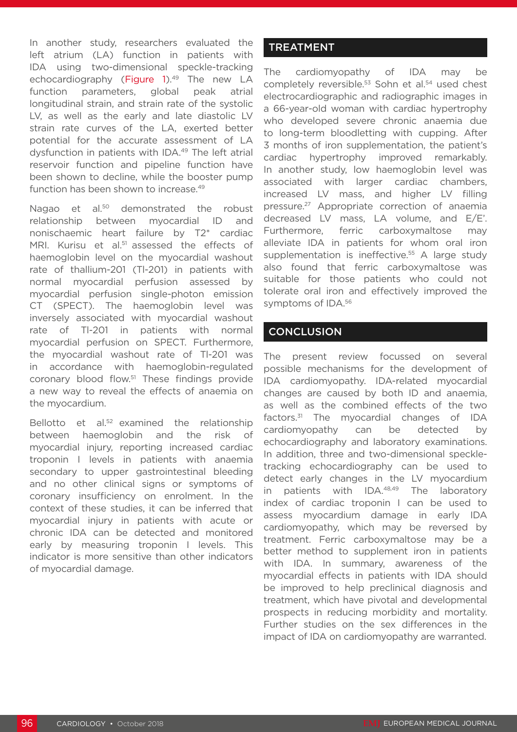In another study, researchers evaluated the left atrium (LA) function in patients with IDA using two-dimensional speckle-tracking echocardiography (Figure 1).[49] The new LA function parameters, global peak atrial longitudinal strain, and strain rate of the systolic LV, as well as the early and late diastolic LV strain rate curves of the LA, exerted better potential for the accurate assessment of LA dysfunction in patients with IDA.[49] The left atrial reservoir function and pipeline function have been shown to decline, while the booster pump function has been shown to increase.[49]

Nagao et al.[50] demonstrated the robust relationship between myocardial ID and nonischaemic heart failure by T2* cardiac MRI. Kurisu et al.[51] assessed the effects of haemoglobin level on the myocardial washout rate of thallium-201 (Tl-201) in patients with normal myocardial perfusion assessed by myocardial perfusion single-photon emission CT (SPECT). The haemoglobin level was inversely associated with myocardial washout rate of Tl-201 in patients with normal myocardial perfusion on SPECT. Furthermore, the myocardial washout rate of Tl-201 was in accordance with haemoglobin-regulated coronary blood flow.[51] These findings provide a new way to reveal the effects of anaemia on the myocardium.

Bellotto et al.[52] examined the relationship between haemoglobin and the risk of myocardial injury, reporting increased cardiac troponin I levels in patients with anaemia secondary to upper gastrointestinal bleeding and no other clinical signs or symptoms of coronary insufficiency on enrolment. In the context of these studies, it can be inferred that myocardial injury in patients with acute or chronic IDA can be detected and monitored early by measuring troponin I levels. This indicator is more sensitive than other indicators of myocardial damage.

## TREATMENT

The cardiomyopathy of IDA may be completely reversible.[53] Sohn et al.[54] used chest electrocardiographic and radiographic images in a 66-year-old woman with cardiac hypertrophy who developed severe chronic anaemia due to long-term bloodletting with cupping. After 3 months of iron supplementation, the patient's cardiac hypertrophy improved remarkably. In another study, low haemoglobin level was associated with larger cardiac chambers, increased LV mass, and higher LV filling pressure.[27] Appropriate correction of anaemia decreased LV mass, LA volume, and E/E'. Furthermore, ferric carboxymaltose may alleviate IDA in patients for whom oral iron supplementation is ineffective.[55] A large study also found that ferric carboxymaltose was suitable for those patients who could not tolerate oral iron and effectively improved the symptoms of IDA.[56]

## CONCLUSION

The present review focussed on several possible mechanisms for the development of IDA cardiomyopathy. IDA-related myocardial changes are caused by both ID and anaemia, as well as the combined effects of the two factors.[31] The myocardial changes of IDA cardiomyopathy can be detected by echocardiography and laboratory examinations. In addition, three and two-dimensional speckle-tracking echocardiography can be used to detect early changes in the LV myocardium in patients with IDA.[48,49] The laboratory index of cardiac troponin I can be used to assess myocardium damage in early IDA cardiomyopathy, which may be reversed by treatment. Ferric carboxymaltose may be a better method to supplement iron in patients with IDA. In summary, awareness of the myocardial effects in patients with IDA should be improved to help preclinical diagnosis and treatment, which have pivotal and developmental prospects in reducing morbidity and mortality. Further studies on the sex differences in the impact of IDA on cardiomyopathy are warranted.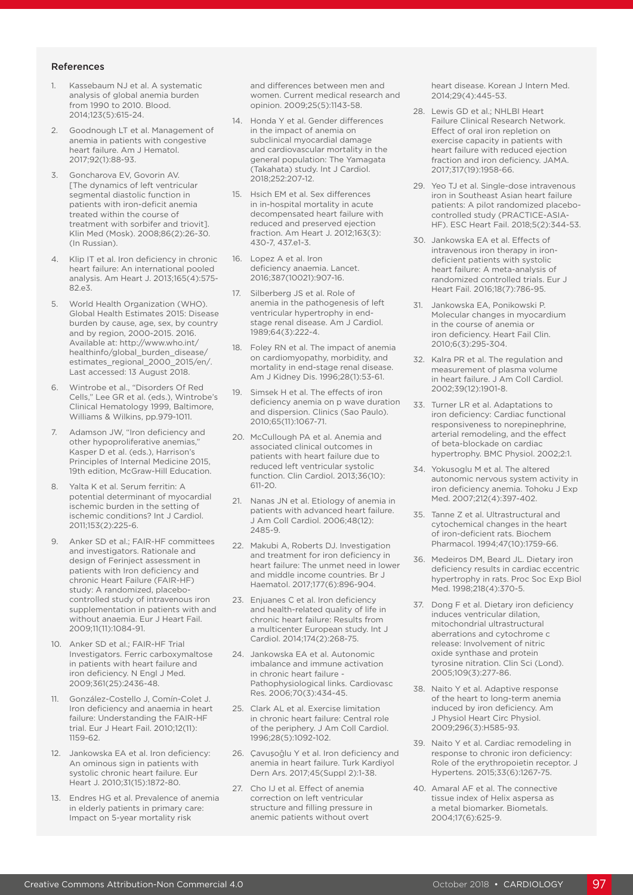## References

1. Kassebaum NJ et al. A systematic analysis of global anemia burden from 1990 to 2010. Blood. 2014;123(5):615-24.
2. Goodnough LT et al. Management of anemia in patients with congestive heart failure. Am J Hematol. 2017;92(1):88-93.
3. Goncharova EV, Govorin AV. [The dynamics of left ventricular segmental diastolic function in patients with iron-deficit anemia treated within the course of treatment with sorbifer and triovit]. Klin Med (Mosk). 2008;86(2):26-30. (In Russian).
4. Klip IT et al. Iron deficiency in chronic heart failure: An international pooled analysis. Am Heart J. 2013;165(4):575-82.e3.
5. World Health Organization (WHO). Global Health Estimates 2015: Disease burden by cause, age, sex, by country and by region, 2000-2015. 2016. Available at: http://www.who.int/healthinfo/global_burden_disease/estimates_regional_2000_2015/en/. Last accessed: 13 August 2018.
6. Wintrobe et al., "Disorders Of Red Cells," Lee GR et al. (eds.), Wintrobe's Clinical Hematology 1999, Baltimore, Williams & Wilkins, pp.979-1011.
7. Adamson JW, "Iron deficiency and other hypoproliferative anemias," Kasper D et al. (eds.), Harrison's Principles of Internal Medicine 2015, 19th edition, McGraw-Hill Education.
8. Yalta K et al. Serum ferritin: A potential determinant of myocardial ischemic burden in the setting of ischemic conditions? Int J Cardiol. 2011;153(2):225-6.
9. Anker SD et al.; FAIR-HF committees and investigators. Rationale and design of Ferinject assessment in patients with Iron deficiency and chronic Heart Failure (FAIR-HF) study: A randomized, placebo-controlled study of intravenous iron supplementation in patients with and without anaemia. Eur J Heart Fail. 2009;11(11):1084-91.
10. Anker SD et al.; FAIR-HF Trial Investigators. Ferric carboxymaltose in patients with heart failure and iron deficiency. N Engl J Med. 2009;361(25):2436-48.
11. González-Costello J, Comín-Colet J. Iron deficiency and anaemia in heart failure: Understanding the FAIR-HF trial. Eur J Heart Fail. 2010;12(11):1159-62.
12. Jankowska EA et al. Iron deficiency: An ominous sign in patients with systolic chronic heart failure. Eur Heart J. 2010;31(15):1872-80.
13. Endres HG et al. Prevalence of anemia in elderly patients in primary care: Impact on 5-year mortality risk and differences between men and women. Current medical research and opinion. 2009;25(5):1143-58.
14. Honda Y et al. Gender differences in the impact of anemia on subclinical myocardial damage and cardiovascular mortality in the general population: The Yamagata (Takahata) study. Int J Cardiol. 2018;252:207-12.
15. Hsich EM et al. Sex differences in in-hospital mortality in acute decompensated heart failure with reduced and preserved ejection fraction. Am Heart J. 2012;163(3):430-7, 437.e1-3.
16. Lopez A et al. Iron deficiency anaemia. Lancet. 2016;387(10021):907-16.
17. Silberberg JS et al. Role of anemia in the pathogenesis of left ventricular hypertrophy in end-stage renal disease. Am J Cardiol. 1989;64(3):222-4.
18. Foley RN et al. The impact of anemia on cardiomyopathy, morbidity, and mortality in end-stage renal disease. Am J Kidney Dis. 1996;28(1):53-61.
19. Simsek H et al. The effects of iron deficiency anemia on p wave duration and dispersion. Clinics (Sao Paulo). 2010;65(11):1067-71.
20. McCullough PA et al. Anemia and associated clinical outcomes in patients with heart failure due to reduced left ventricular systolic function. Clin Cardiol. 2013;36(10):611-20.
21. Nanas JN et al. Etiology of anemia in patients with advanced heart failure. J Am Coll Cardiol. 2006;48(12):2485-9.
22. Makubi A, Roberts DJ. Investigation and treatment for iron deficiency in heart failure: The unmet need in lower and middle income countries. Br J Haematol. 2017;177(6):896-904.
23. Enjuanes C et al. Iron deficiency and health-related quality of life in chronic heart failure: Results from a multicenter European study. Int J Cardiol. 2014;174(2):268-75.
24. Jankowska EA et al. Autonomic imbalance and immune activation in chronic heart failure - Pathophysiological links. Cardiovasc Res. 2006;70(3):434-45.
25. Clark AL et al. Exercise limitation in chronic heart failure: Central role of the periphery. J Am Coll Cardiol. 1996;28(5):1092-102.
26. Çavuşoğlu Y et al. Iron deficiency and anemia in heart failure. Turk Kardiyol Dern Ars. 2017;45(Suppl 2):1-38.
27. Cho IJ et al. Effect of anemia correction on left ventricular structure and filling pressure in anemic patients without overt heart disease. Korean J Intern Med. 2014;29(4):445-53.
28. Lewis GD et al.; NHLBI Heart Failure Clinical Research Network. Effect of oral iron repletion on exercise capacity in patients with heart failure with reduced ejection fraction and iron deficiency. JAMA. 2017;317(19):1958-66.
29. Yeo TJ et al. Single-dose intravenous iron in Southeast Asian heart failure patients: A pilot randomized placebo-controlled study (PRACTICE-ASIA-HF). ESC Heart Fail. 2018;5(2):344-53.
30. Jankowska EA et al. Effects of intravenous iron therapy in iron-deficient patients with systolic heart failure: A meta-analysis of randomized controlled trials. Eur J Heart Fail. 2016;18(7):786-95.
31. Jankowska EA, Ponikowski P. Molecular changes in myocardium in the course of anemia or iron deficiency. Heart Fail Clin. 2010;6(3):295-304.
32. Kalra PR et al. The regulation and measurement of plasma volume in heart failure. J Am Coll Cardiol. 2002;39(12):1901-8.
33. Turner LR et al. Adaptations to iron deficiency: Cardiac functional responsiveness to norepinephrine, arterial remodeling, and the effect of beta-blockade on cardiac hypertrophy. BMC Physiol. 2002;2:1.
34. Yokusoglu M et al. The altered autonomic nervous system activity in iron deficiency anemia. Tohoku J Exp Med. 2007;212(4):397-402.
35. Tanne Z et al. Ultrastructural and cytochemical changes in the heart of iron-deficient rats. Biochem Pharmacol. 1994;47(10):1759-66.
36. Medeiros DM, Beard JL. Dietary iron deficiency results in cardiac eccentric hypertrophy in rats. Proc Soc Exp Biol Med. 1998;218(4):370-5.
37. Dong F et al. Dietary iron deficiency induces ventricular dilation, mitochondrial ultrastructural aberrations and cytochrome c release: Involvement of nitric oxide synthase and protein tyrosine nitration. Clin Sci (Lond). 2005;109(3):277-86.
38. Naito Y et al. Adaptive response of the heart to long-term anemia induced by iron deficiency. Am J Physiol Heart Circ Physiol. 2009;296(3):H585-93.
39. Naito Y et al. Cardiac remodeling in response to chronic iron deficiency: Role of the erythropoietin receptor. J Hypertens. 2015;33(6):1267-75.
40. Amaral AF et al. The connective tissue index of Helix aspersa as a metal biomarker. Biometals. 2004;17(6):625-9.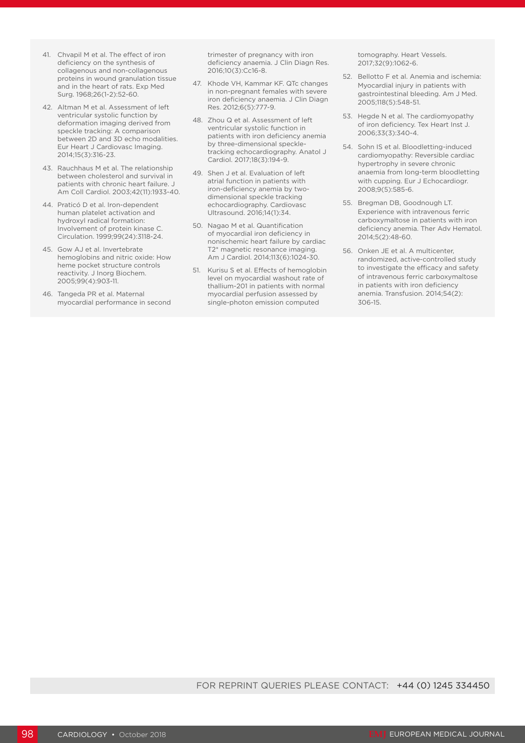41. Chvapil M et al. The effect of iron deficiency on the synthesis of collagenous and non-collagenous proteins in wound granulation tissue and in the heart of rats. Exp Med Surg. 1968;26(1-2):52-60.
42. Altman M et al. Assessment of left ventricular systolic function by deformation imaging derived from speckle tracking: A comparison between 2D and 3D echo modalities. Eur Heart J Cardiovasc Imaging. 2014;15(3):316-23.
43. Rauchhaus M et al. The relationship between cholesterol and survival in patients with chronic heart failure. J Am Coll Cardiol. 2003;42(11):1933-40.
44. Praticó D et al. Iron-dependent human platelet activation and hydroxyl radical formation: Involvement of protein kinase C. Circulation. 1999;99(24):3118-24.
45. Gow AJ et al. Invertebrate hemoglobins and nitric oxide: How heme pocket structure controls reactivity. J Inorg Biochem. 2005;99(4):903-11.
46. Tangeda PR et al. Maternal myocardial performance in second trimester of pregnancy with iron deficiency anaemia. J Clin Diagn Res. 2016;10(3):Cc16-8.
47. Khode VH, Kammar KF. QTc changes in non-pregnant females with severe iron deficiency anaemia. J Clin Diagn Res. 2012;6(5):777-9.
48. Zhou Q et al. Assessment of left ventricular systolic function in patients with iron deficiency anemia by three-dimensional speckle-tracking echocardiography. Anatol J Cardiol. 2017;18(3):194-9.
49. Shen J et al. Evaluation of left atrial function in patients with iron-deficiency anemia by two-dimensional speckle tracking echocardiography. Cardiovasc Ultrasound. 2016;14(1):34.
50. Nagao M et al. Quantification of myocardial iron deficiency in nonischemic heart failure by cardiac T2* magnetic resonance imaging. Am J Cardiol. 2014;113(6):1024-30.
51. Kurisu S et al. Effects of hemoglobin level on myocardial washout rate of thallium-201 in patients with normal myocardial perfusion assessed by single-photon emission computed tomography. Heart Vessels. 2017;32(9):1062-6.
52. Bellotto F et al. Anemia and ischemia: Myocardial injury in patients with gastrointestinal bleeding. Am J Med. 2005;118(5):548-51.
53. Hegde N et al. The cardiomyopathy of iron deficiency. Tex Heart Inst J. 2006;33(3):340-4.
54. Sohn IS et al. Bloodletting-induced cardiomyopathy: Reversible cardiac hypertrophy in severe chronic anaemia from long-term bloodletting with cupping. Eur J Echocardiogr. 2008;9(5):585-6.
55. Bregman DB, Goodnough LT. Experience with intravenous ferric carboxymaltose in patients with iron deficiency anemia. Ther Adv Hematol. 2014;5(2):48-60.
56. Onken JE et al. A multicenter, randomized, active-controlled study to investigate the efficacy and safety of intravenous ferric carboxymaltose in patients with iron deficiency anemia. Transfusion. 2014;54(2):306-15.

FOR REPRINT QUERIES PLEASE CONTACT: +44 (0) 1245 334450